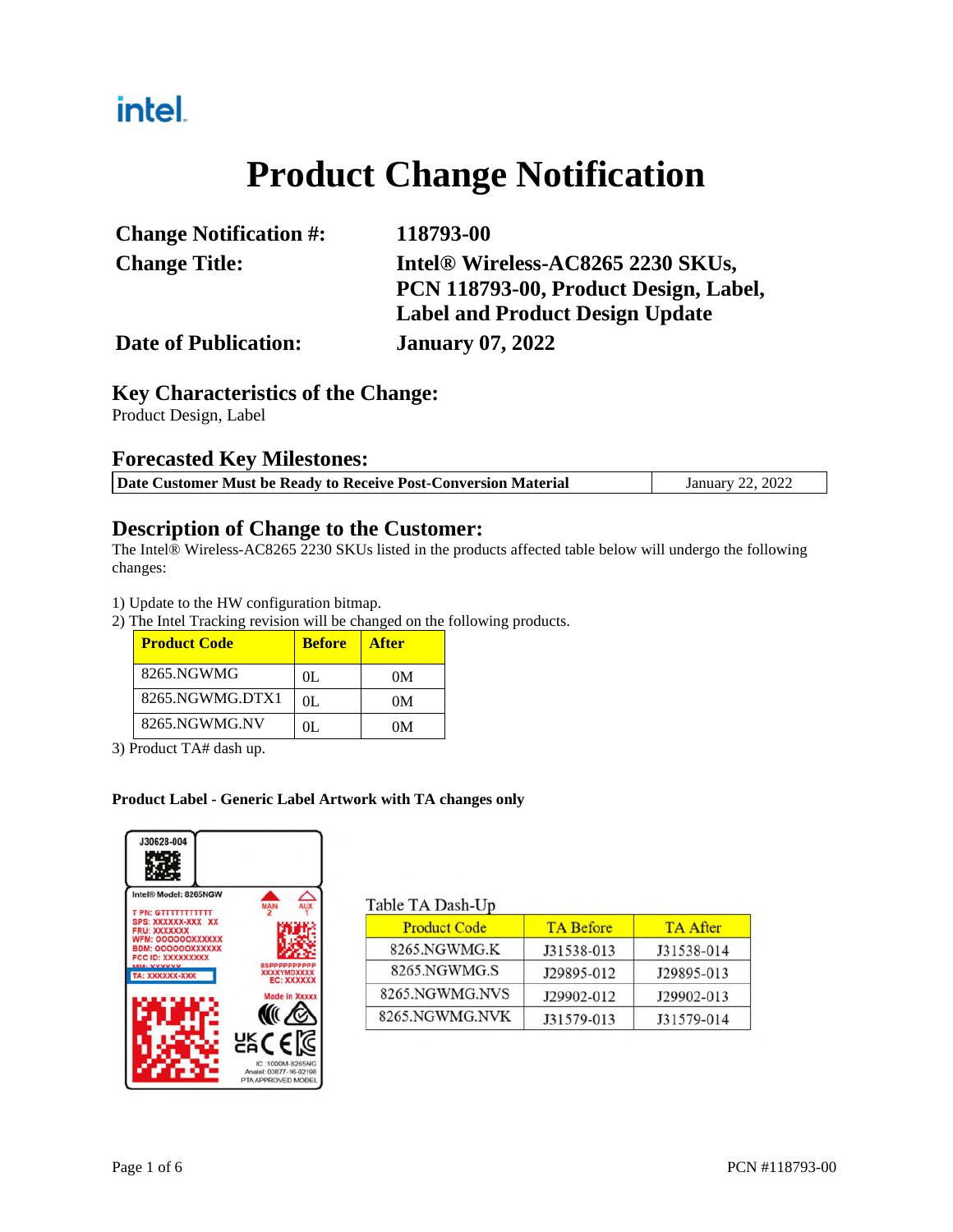intel.

# Product Change Notification

**Change Notification #:** 118793-00

**Change Title:** Intel® Wireless-AC8265 2230 SKUs, PCN 118793-00, Product Design, Label, Label and Product Design Update

**Date of Publication:** January 07, 2022

## Key Characteristics of the Change:

Product Design, Label

## Forecasted Key Milestones:

| Date Customer Must be Ready to Receive Post-Conversion Material | January 22, 2022 |
|---|---|

## Description of Change to the Customer:

The Intel® Wireless-AC8265 2230 SKUs listed in the products affected table below will undergo the following changes:

1) Update to the HW configuration bitmap.
2) The Intel Tracking revision will be changed on the following products.

| Product Code | Before | After |
|---|---|---|
| 8265.NGWMG | 0L | 0M |
| 8265.NGWMG.DTX1 | 0L | 0M |
| 8265.NGWMG.NV | 0L | 0M |

3) Product TA# dash up.

**Product Label - Generic Label Artwork with TA changes only**

J30628-004

Intel® Model: 8265NGW

T PN: GTTTTTTTTTT
SPS: XXXXXX-XXX XX
FRU: XXXXXXX
WFM: 000000XXXXXX
BDM: 000000XXXXXX
FCC ID: XXXXXXXXX
TA: XXXXXX-XXX

MAIN 2 AUX 1

8SPPPPPPPPPP XXXXYMDXXXX EC: XXXXXX

Made in Xxxxx

IC :1000M-8265NG
Anatel: 03877-16-02198
PTA APPROVED MODEL

Table TA Dash-Up

| Product Code | TA Before | TA After |
|---|---|---|
| 8265.NGWMG.K | J31538-013 | J31538-014 |
| 8265.NGWMG.S | J29895-012 | J29895-013 |
| 8265.NGWMG.NVS | J29902-012 | J29902-013 |
| 8265.NGWMG.NVK | J31579-013 | J31579-014 |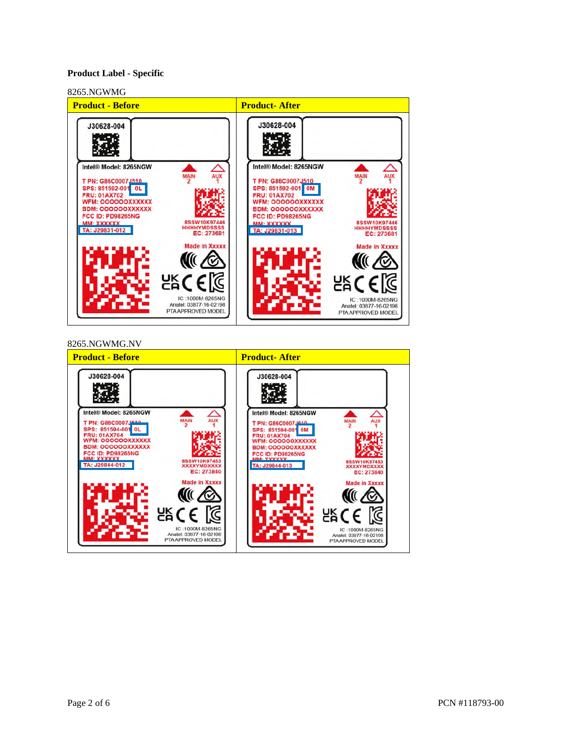**Product Label - Specific**

8265.NGWMG

| Product - Before | Product- After |
| --- | --- |
| J30628-004<br>Intel® Model: 8265NGW<br>T PN: G86C0007J510<br>SPS: 851592-001 0L<br>FRU: 01AX702<br>WFM: OOOOOOXXXXXX<br>BDM: OOOOOOXXXXXX<br>FCC ID: PD98265NG<br>MM: XXXXXX<br>TA: J29831-012<br>MAIN 2 AUX 1<br>8SSW10K97446<br>HHHHYMDSSSS<br>EC: 273681<br>Made in Xxxxx<br>IC :1000M-8265NG<br>Anatel: 03877-16-02198<br>PTA APPROVED MODEL | J30628-004<br>Intel® Model: 8265NGW<br>T PN: G86C0007J510<br>SPS: 851592-001 0M<br>FRU: 01AX702<br>WFM: OOOOOOXXXXXX<br>BDM: OOOOOOXXXXXX<br>FCC ID: PD98265NG<br>MM: XXXXXX<br>TA: J29831-013<br>MAIN 2 AUX 1<br>8SSW10K97446<br>HHHHYMDSSSS<br>EC: 273681<br>Made in Xxxxx<br>IC :1000M-8265NG<br>Anatel: 03877-16-02198<br>PTA APPROVED MODEL |

8265.NGWMG.NV

| Product - Before | Product- After |
| --- | --- |
| J30628-004<br>Intel® Model: 8265NGW<br>T PN: G86C0007J510<br>SPS: 851594-001 0L<br>FRU: 01AX704<br>WFM: OOOOOOXXXXXX<br>BDM: OOOOOOXXXXXX<br>FCC ID: PD98265NG<br>MM: XXXXXX<br>TA: J29844-012<br>MAIN 2 AUX 1<br>8SSW10K97453<br>XXXXYMDXXXX<br>EC: 273840<br>Made in Xxxxx<br>IC :1000M-8265NG<br>Anatel: 03877-16-02198<br>PTA APPROVED MODEL | J30628-004<br>Intel® Model: 8265NGW<br>T PN: G86C0007J510<br>SPS: 851594-001 0M<br>FRU: 01AX704<br>WFM: OOOOOOXXXXXX<br>BDM: OOOOOOXXXXXX<br>FCC ID: PD98265NG<br>MM: XXXXXX<br>TA: J29844-013<br>MAIN 2 AUX 1<br>8SSW10K97453<br>XXXXYMDXXXX<br>EC: 273840<br>Made in Xxxxx<br>IC :1000M-8265NG<br>Anatel: 03877-16-02198<br>PTA APPROVED MODEL |

PCN #118793-00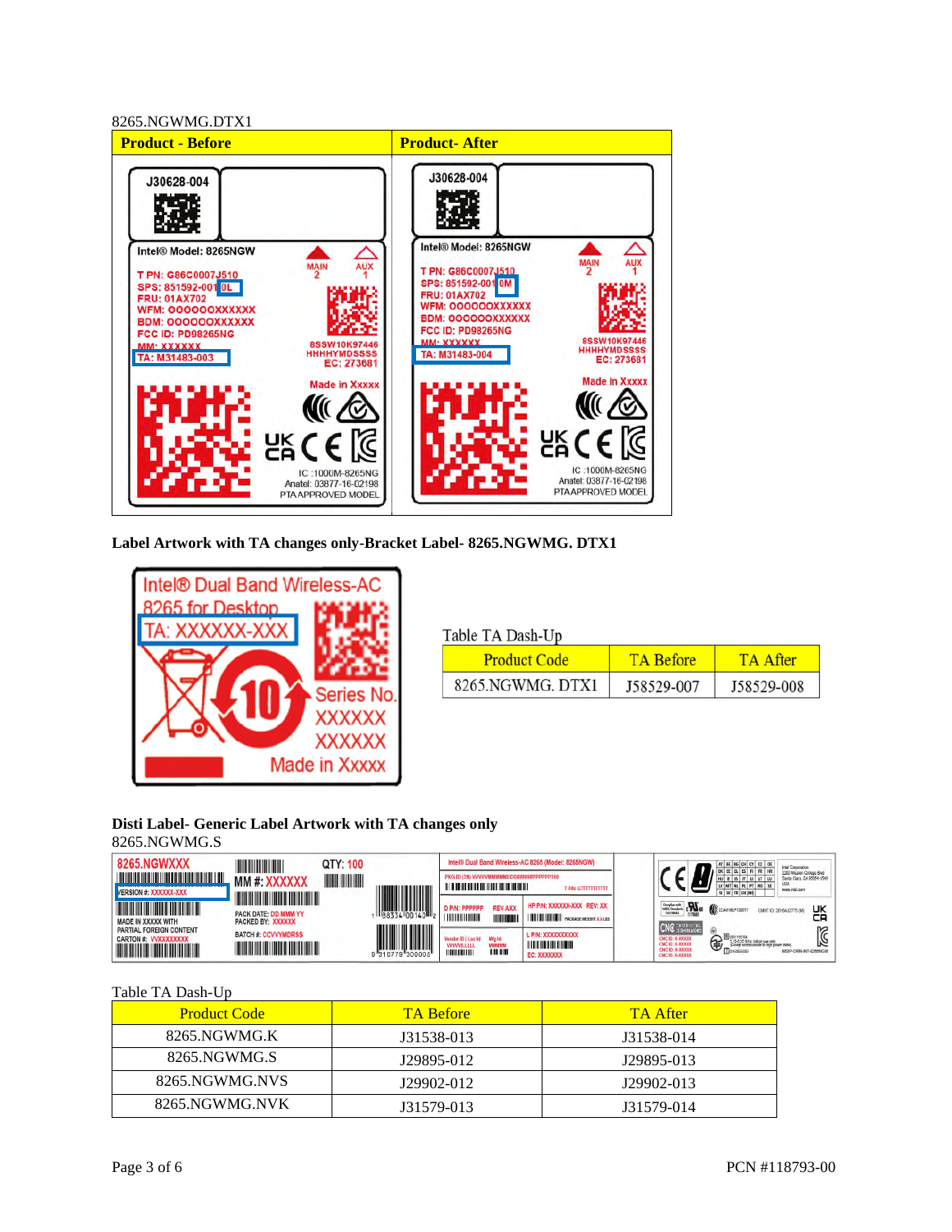8265.NGWMG.DTX1

| Product - Before | Product- After |
|---|---|
| | |

**Label Artwork with TA changes only-Bracket Label- 8265.NGWMG. DTX1**

Table TA Dash-Up

| Product Code | TA Before | TA After |
|---|---|---|
| 8265.NGWMG. DTX1 | J58529-007 | J58529-008 |

**Disti Label- Generic Label Artwork with TA changes only**

8265.NGWMG.S

Table TA Dash-Up

| Product Code | TA Before | TA After |
|---|---|---|
| 8265.NGWMG.K | J31538-013 | J31538-014 |
| 8265.NGWMG.S | J29895-012 | J29895-013 |
| 8265.NGWMG.NVS | J29902-012 | J29902-013 |
| 8265.NGWMG.NVK | J31579-013 | J31579-014 |

PCN #118793-00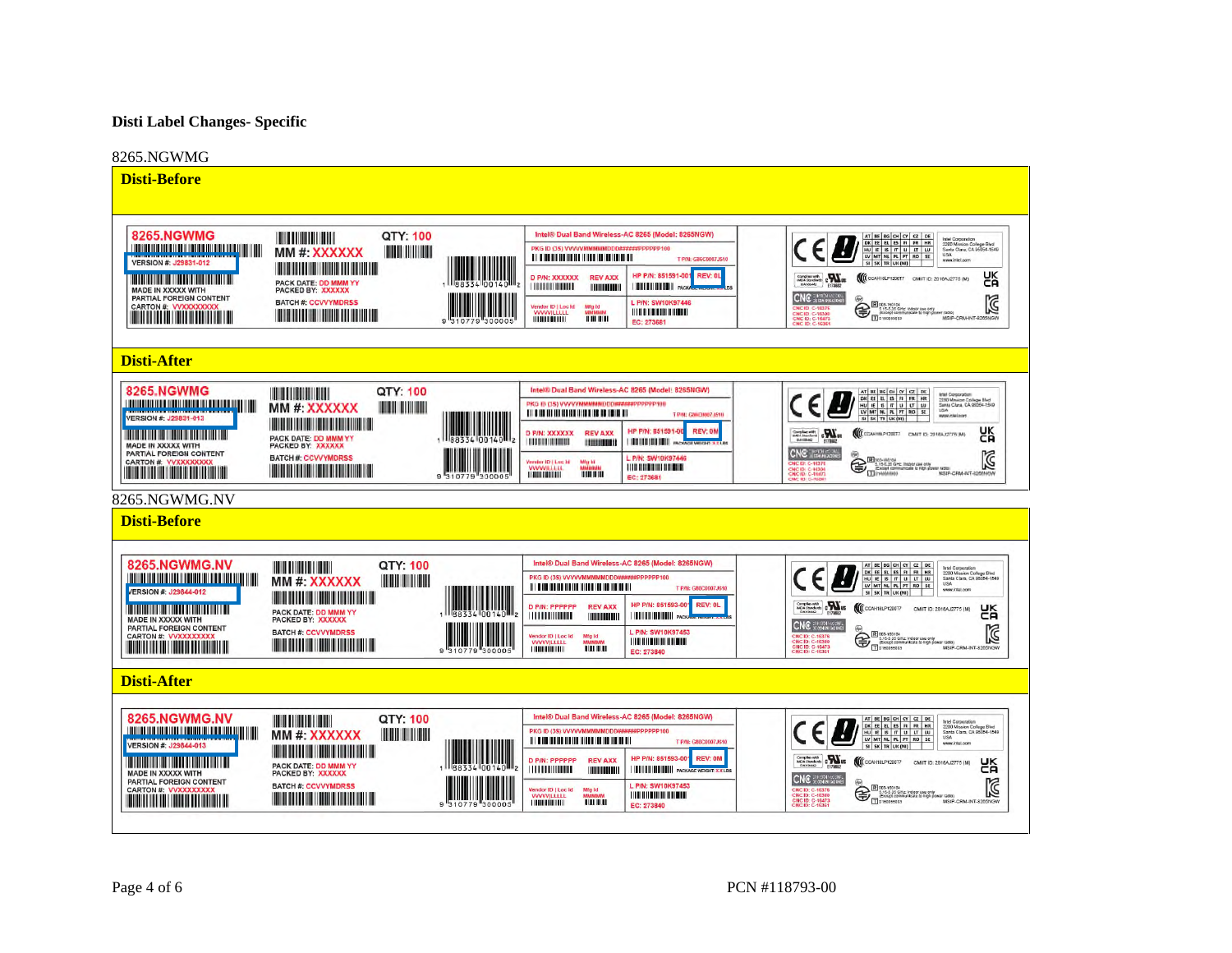**Disti Label Changes- Specific**

8265.NGWMG

**Disti-Before**

8265.NGWMG
VERSION #: J29831-012
MADE IN XXXXX WITH
PARTIAL FOREIGN CONTENT
CARTON #: VVXXXXXXXX
MM #: XXXXXX
QTY: 100
PACK DATE: DD MMM YY
PACKED BY: XXXXXX
BATCH #: CCVVYMDRSS

Intel® Dual Band Wireless-AC 8265 (Model: 8265NGW)
PKG ID (3S) VVVVMMMMMDDD#####PPPPPP100
T P/N: G86C0007J510
D P/N: XXXXXX REV AXX
HP P/N: 851591-001 REV: 0L
Vendor ID | Loc Id VVVV/LLLLL
Mfg Id MMMMM
L P/N: SW10K97446
EC: 273681

**Disti-After**

8265.NGWMG
VERSION #: J29831-013
MADE IN XXXXX WITH
PARTIAL FOREIGN CONTENT
CARTON #: VVXXXXXXXX
MM #: XXXXXX
QTY: 100
PACK DATE: DD MMM YY
PACKED BY: XXXXXX
BATCH #: CCVVYMDRSS

Intel® Dual Band Wireless-AC 8265 (Model: 8265NGW)
PKG ID (3S) VVVVMMMMMDDD#####PPPPPP100
T P/N: G86C0007J510
D P/N: XXXXXX REV AXX
HP P/N: 851591-001 REV: 0M
Vendor ID | Loc Id VVVV/LLLLL
Mfg Id MMMMM
L P/N: SW10K97446
EC: 273681

8265.NGWMG.NV

**Disti-Before**

8265.NGWMG.NV
VERSION #: J29844-012
MADE IN XXXXX WITH
PARTIAL FOREIGN CONTENT
CARTON #: VVXXXXXXXX
MM #: XXXXXX
QTY: 100
PACK DATE: DD MMM YY
PACKED BY: XXXXXX
BATCH #: CCVVYMDRSS

Intel® Dual Band Wireless-AC 8265 (Model: 8265NGW)
PKG ID (3S) VVVVMMMMMDDD#####PPPPPP100
T P/N: G86C0007J510
D P/N: PPPPPP REV AXX
HP P/N: 851593-001 REV: 0L
Vendor ID | Loc Id VVVV/LLLLL
Mfg Id MMMMM
L P/N: SW10K97453
EC: 273840

**Disti-After**

8265.NGWMG.NV
VERSION #: J29844-013
MADE IN XXXXX WITH
PARTIAL FOREIGN CONTENT
CARTON #: VVXXXXXXXX
MM #: XXXXXX
QTY: 100
PACK DATE: DD MMM YY
PACKED BY: XXXXXX
BATCH #: CCVVYMDRSS

Intel® Dual Band Wireless-AC 8265 (Model: 8265NGW)
PKG ID (3S) VVVVMMMMMDDD#####PPPPPP100
T P/N: G86C0007J510
D P/N: PPPPPP REV AXX
HP P/N: 851593-001 REV: 0M
PACKAGE WEIGHT: X.X LBS
Vendor ID | Loc Id VVVV/LLLLL
Mfg Id MMMMM
L P/N: SW10K97453
EC: 273840

PCN #118793-00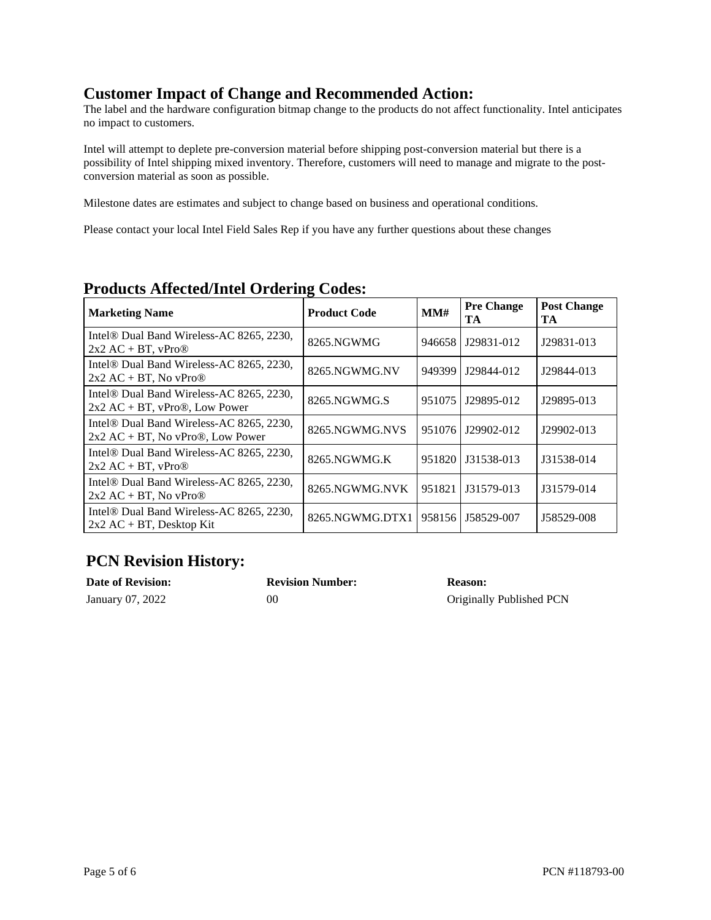## Customer Impact of Change and Recommended Action:

The label and the hardware configuration bitmap change to the products do not affect functionality. Intel anticipates no impact to customers.

Intel will attempt to deplete pre-conversion material before shipping post-conversion material but there is a possibility of Intel shipping mixed inventory. Therefore, customers will need to manage and migrate to the post-conversion material as soon as possible.

Milestone dates are estimates and subject to change based on business and operational conditions.

Please contact your local Intel Field Sales Rep if you have any further questions about these changes

## Products Affected/Intel Ordering Codes:

| Marketing Name | Product Code | MM# | Pre Change TA | Post Change TA |
|---|---|---|---|---|
| Intel® Dual Band Wireless-AC 8265, 2230, 2x2 AC + BT, vPro® | 8265.NGWMG | 946658 | J29831-012 | J29831-013 |
| Intel® Dual Band Wireless-AC 8265, 2230, 2x2 AC + BT, No vPro® | 8265.NGWMG.NV | 949399 | J29844-012 | J29844-013 |
| Intel® Dual Band Wireless-AC 8265, 2230, 2x2 AC + BT, vPro®, Low Power | 8265.NGWMG.S | 951075 | J29895-012 | J29895-013 |
| Intel® Dual Band Wireless-AC 8265, 2230, 2x2 AC + BT, No vPro®, Low Power | 8265.NGWMG.NVS | 951076 | J29902-012 | J29902-013 |
| Intel® Dual Band Wireless-AC 8265, 2230, 2x2 AC + BT, vPro® | 8265.NGWMG.K | 951820 | J31538-013 | J31538-014 |
| Intel® Dual Band Wireless-AC 8265, 2230, 2x2 AC + BT, No vPro® | 8265.NGWMG.NVK | 951821 | J31579-013 | J31579-014 |
| Intel® Dual Band Wireless-AC 8265, 2230, 2x2 AC + BT, Desktop Kit | 8265.NGWMG.DTX1 | 958156 | J58529-007 | J58529-008 |

## PCN Revision History:

| Date of Revision: | Revision Number: | Reason: |
|---|---|---|
| January 07, 2022 | 00 | Originally Published PCN |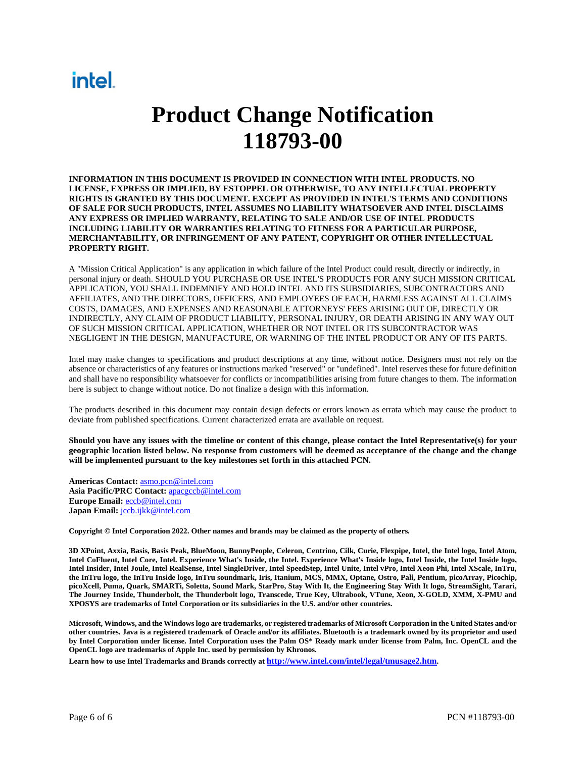intel.

# Product Change Notification 118793-00

**INFORMATION IN THIS DOCUMENT IS PROVIDED IN CONNECTION WITH INTEL PRODUCTS. NO LICENSE, EXPRESS OR IMPLIED, BY ESTOPPEL OR OTHERWISE, TO ANY INTELLECTUAL PROPERTY RIGHTS IS GRANTED BY THIS DOCUMENT. EXCEPT AS PROVIDED IN INTEL'S TERMS AND CONDITIONS OF SALE FOR SUCH PRODUCTS, INTEL ASSUMES NO LIABILITY WHATSOEVER AND INTEL DISCLAIMS ANY EXPRESS OR IMPLIED WARRANTY, RELATING TO SALE AND/OR USE OF INTEL PRODUCTS INCLUDING LIABILITY OR WARRANTIES RELATING TO FITNESS FOR A PARTICULAR PURPOSE, MERCHANTABILITY, OR INFRINGEMENT OF ANY PATENT, COPYRIGHT OR OTHER INTELLECTUAL PROPERTY RIGHT.**

A "Mission Critical Application" is any application in which failure of the Intel Product could result, directly or indirectly, in personal injury or death. SHOULD YOU PURCHASE OR USE INTEL'S PRODUCTS FOR ANY SUCH MISSION CRITICAL APPLICATION, YOU SHALL INDEMNIFY AND HOLD INTEL AND ITS SUBSIDIARIES, SUBCONTRACTORS AND AFFILIATES, AND THE DIRECTORS, OFFICERS, AND EMPLOYEES OF EACH, HARMLESS AGAINST ALL CLAIMS COSTS, DAMAGES, AND EXPENSES AND REASONABLE ATTORNEYS' FEES ARISING OUT OF, DIRECTLY OR INDIRECTLY, ANY CLAIM OF PRODUCT LIABILITY, PERSONAL INJURY, OR DEATH ARISING IN ANY WAY OUT OF SUCH MISSION CRITICAL APPLICATION, WHETHER OR NOT INTEL OR ITS SUBCONTRACTOR WAS NEGLIGENT IN THE DESIGN, MANUFACTURE, OR WARNING OF THE INTEL PRODUCT OR ANY OF ITS PARTS.

Intel may make changes to specifications and product descriptions at any time, without notice. Designers must not rely on the absence or characteristics of any features or instructions marked "reserved" or "undefined". Intel reserves these for future definition and shall have no responsibility whatsoever for conflicts or incompatibilities arising from future changes to them. The information here is subject to change without notice. Do not finalize a design with this information.

The products described in this document may contain design defects or errors known as errata which may cause the product to deviate from published specifications. Current characterized errata are available on request.

**Should you have any issues with the timeline or content of this change, please contact the Intel Representative(s) for your geographic location listed below. No response from customers will be deemed as acceptance of the change and the change will be implemented pursuant to the key milestones set forth in this attached PCN.**

**Americas Contact:** asmo.pcn@intel.com
**Asia Pacific/PRC Contact:** apacgccb@intel.com
**Europe Email:** eccb@intel.com
**Japan Email:** jccb.ijkk@intel.com

**Copyright © Intel Corporation 2022. Other names and brands may be claimed as the property of others.**

**3D XPoint, Axxia, Basis, Basis Peak, BlueMoon, BunnyPeople, Celeron, Centrino, Cilk, Curie, Flexpipe, Intel, the Intel logo, Intel Atom, Intel CoFluent, Intel Core, Intel. Experience What's Inside, the Intel. Experience What's Inside logo, Intel Inside, the Intel Inside logo, Intel Insider, Intel Joule, Intel RealSense, Intel SingleDriver, Intel SpeedStep, Intel Unite, Intel vPro, Intel Xeon Phi, Intel XScale, InTru, the InTru logo, the InTru Inside logo, InTru soundmark, Iris, Itanium, MCS, MMX, Optane, Ostro, Pali, Pentium, picoArray, Picochip, picoXcell, Puma, Quark, SMARTi, Soletta, Sound Mark, StarPro, Stay With It, the Engineering Stay With It logo, StreamSight, Tarari, The Journey Inside, Thunderbolt, the Thunderbolt logo, Transcede, True Key, Ultrabook, VTune, Xeon, X-GOLD, XMM, X-PMU and XPOSYS are trademarks of Intel Corporation or its subsidiaries in the U.S. and/or other countries.**

**Microsoft, Windows, and the Windows logo are trademarks, or registered trademarks of Microsoft Corporation in the United States and/or other countries. Java is a registered trademark of Oracle and/or its affiliates. Bluetooth is a trademark owned by its proprietor and used by Intel Corporation under license. Intel Corporation uses the Palm OS* Ready mark under license from Palm, Inc. OpenCL and the OpenCL logo are trademarks of Apple Inc. used by permission by Khronos.**

**Learn how to use Intel Trademarks and Brands correctly at http://www.intel.com/intel/legal/tmusage2.htm.**